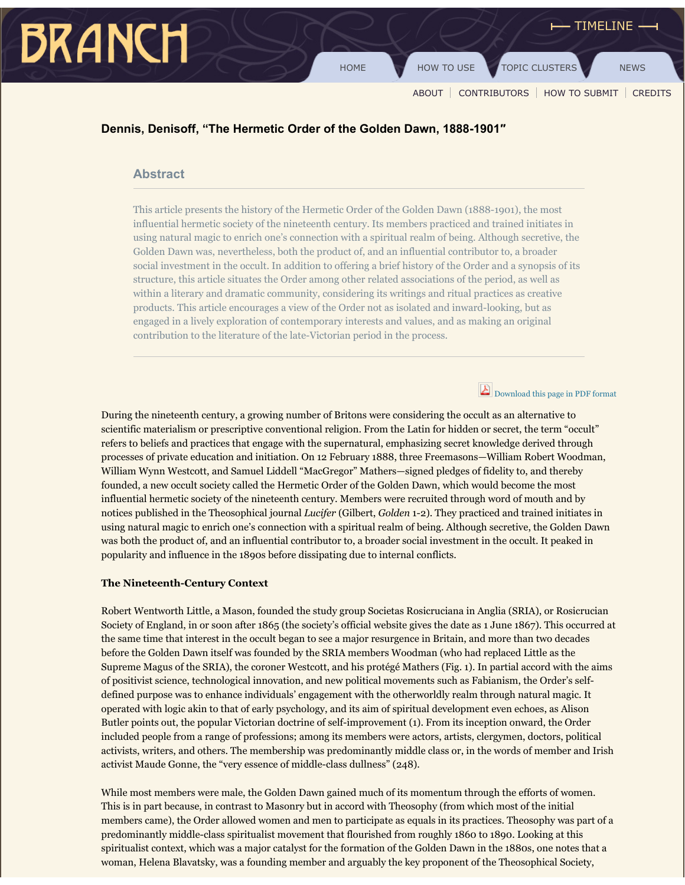# Dennis, Denisoff, "The Hermetic Order of the Golden Dawn, 1888-1901"

## Abstract

This article presents the history of the Hermetic Order of the Golden Dawn (1888-1901), the most influential hermetic society of the nineteenth century. Its members practiced and trained initiates in using natural magic to enrich one's connection with a spiritual realm of being. Although secretive, the Golden Dawn was, nevertheless, both the product of, and an influential contributor to, a broader social investment in the occult. In addition to offering a brief history of the Order and a synopsis of its structure, this article situates the Order among other related associations of the period, as well as within a literary and dramatic community, considering its writings and ritual practices as creative products. This article encourages a view of the Order not as isolated and inward-looking, but as engaged in a lively exploration of contemporary interests and values, and as making an original contribution to the literature of the late-Victorian period in the process.

Download this page in PDF format

During the nineteenth century, a growing number of Britons were considering the occult as an alternative to scientific materialism or prescriptive conventional religion. From the Latin for hidden or secret, the term "occult" refers to beliefs and practices that engage with the supernatural, emphasizing secret knowledge derived through processes of private education and initiation. On 12 February 1888, three Freemasons—William Robert Woodman, William Wynn Westcott, and Samuel Liddell "MacGregor" Mathers—signed pledges of fidelity to, and thereby founded, a new occult society called the Hermetic Order of the Golden Dawn, which would become the most influential hermetic society of the nineteenth century. Members were recruited through word of mouth and by notices published in the Theosophical journal *Lucifer* (Gilbert, *Golden* 1-2). They practiced and trained initiates in using natural magic to enrich one's connection with a spiritual realm of being. Although secretive, the Golden Dawn was both the product of, and an influential contributor to, a broader social investment in the occult. It peaked in popularity and influence in the 1890s before dissipating due to internal conflicts.

**The Nineteenth-Century Context**

Robert Wentworth Little, a Mason, founded the study group Societas Rosicruciana in Anglia (SRIA), or Rosicrucian Society of England, in or soon after 1865 (the society's official website gives the date as 1 June 1867). This occurred at the same time that interest in the occult began to see a major resurgence in Britain, and more than two decades before the Golden Dawn itself was founded by the SRIA members Woodman (who had replaced Little as the Supreme Magus of the SRIA), the coroner Westcott, and his protégé Mathers (Fig. 1). In partial accord with the aims of positivist science, technological innovation, and new political movements such as Fabianism, the Order's self-defined purpose was to enhance individuals' engagement with the otherworldly realm through natural magic. It operated with logic akin to that of early psychology, and its aim of spiritual development even echoes, as Alison Butler points out, the popular Victorian doctrine of self-improvement (1). From its inception onward, the Order included people from a range of professions; among its members were actors, artists, clergymen, doctors, political activists, writers, and others. The membership was predominantly middle class or, in the words of member and Irish activist Maude Gonne, the "very essence of middle-class dullness" (248).

While most members were male, the Golden Dawn gained much of its momentum through the efforts of women. This is in part because, in contrast to Masonry but in accord with Theosophy (from which most of the initial members came), the Order allowed women and men to participate as equals in its practices. Theosophy was part of a predominantly middle-class spiritualist movement that flourished from roughly 1860 to 1890. Looking at this spiritualist context, which was a major catalyst for the formation of the Golden Dawn in the 1880s, one notes that a woman, Helena Blavatsky, was a founding member and arguably the key proponent of the Theosophical Society,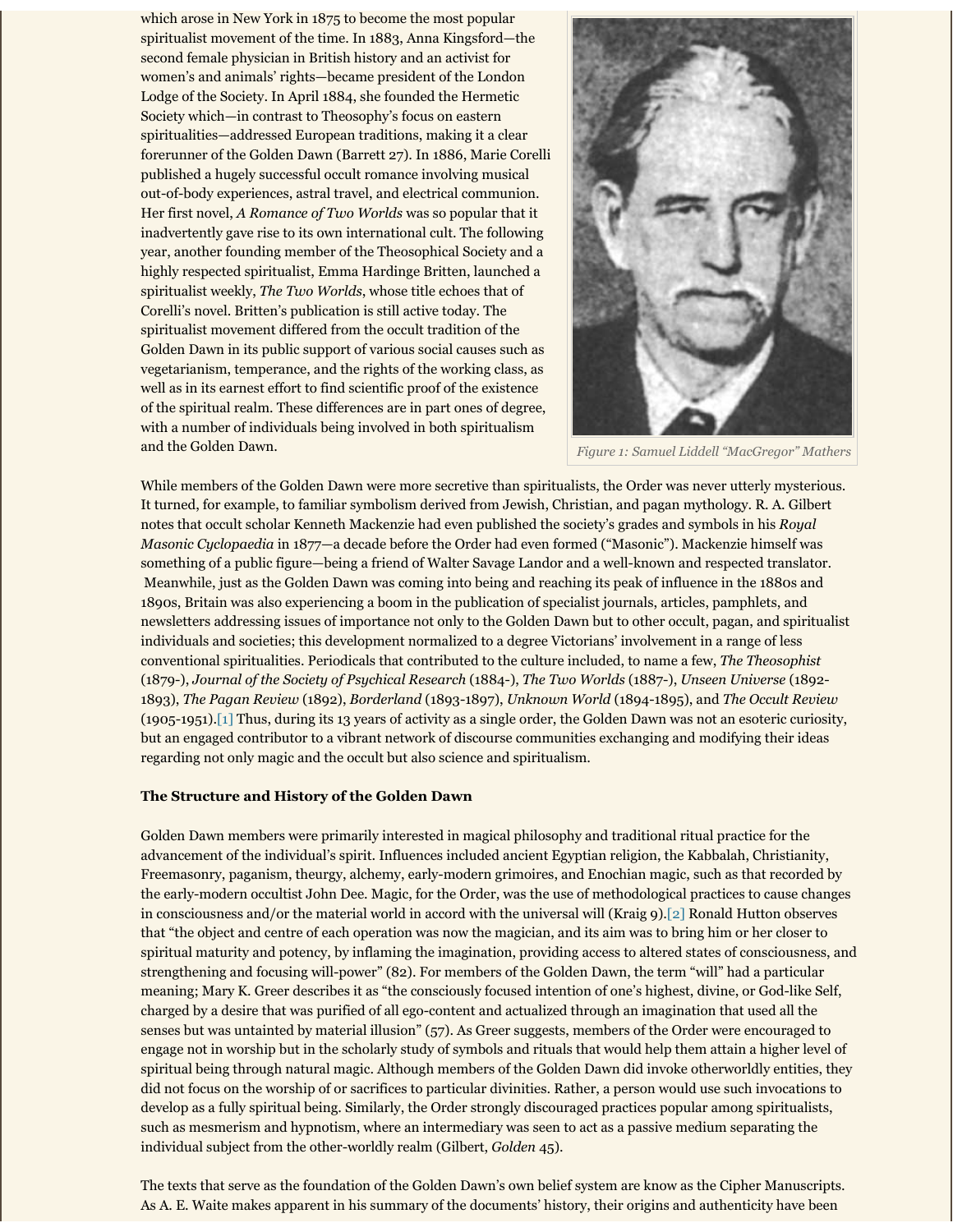which arose in New York in 1875 to become the most popular spiritualist movement of the time. In 1883, Anna Kingsford—the second female physician in British history and an activist for women's and animals' rights—became president of the London Lodge of the Society. In April 1884, she founded the Hermetic Society which—in contrast to Theosophy's focus on eastern spiritualities—addressed European traditions, making it a clear forerunner of the Golden Dawn (Barrett 27). In 1886, Marie Corelli published a hugely successful occult romance involving musical out-of-body experiences, astral travel, and electrical communion. Her first novel, *A Romance of Two Worlds* was so popular that it inadvertently gave rise to its own international cult. The following year, another founding member of the Theosophical Society and a highly respected spiritualist, Emma Hardinge Britten, launched a spiritualist weekly, *The Two Worlds*, whose title echoes that of Corelli's novel. Britten's publication is still active today. The spiritualist movement differed from the occult tradition of the Golden Dawn in its public support of various social causes such as vegetarianism, temperance, and the rights of the working class, as well as in its earnest effort to find scientific proof of the existence of the spiritual realm. These differences are in part ones of degree, with a number of individuals being involved in both spiritualism and the Golden Dawn.

*Figure 1: Samuel Liddell "MacGregor" Mathers*

While members of the Golden Dawn were more secretive than spiritualists, the Order was never utterly mysterious. It turned, for example, to familiar symbolism derived from Jewish, Christian, and pagan mythology. R. A. Gilbert notes that occult scholar Kenneth Mackenzie had even published the society's grades and symbols in his *Royal Masonic Cyclopaedia* in 1877—a decade before the Order had even formed ("Masonic"). Mackenzie himself was something of a public figure—being a friend of Walter Savage Landor and a well-known and respected translator. Meanwhile, just as the Golden Dawn was coming into being and reaching its peak of influence in the 1880s and 1890s, Britain was also experiencing a boom in the publication of specialist journals, articles, pamphlets, and newsletters addressing issues of importance not only to the Golden Dawn but to other occult, pagan, and spiritualist individuals and societies; this development normalized to a degree Victorians' involvement in a range of less conventional spiritualities. Periodicals that contributed to the culture included, to name a few, *The Theosophist* (1879-), *Journal of the Society of Psychical Research* (1884-), *The Two Worlds* (1887-), *Unseen Universe* (1892-1893), *The Pagan Review* (1892), *Borderland* (1893-1897), *Unknown World* (1894-1895), and *The Occult Review* (1905-1951).[1] Thus, during its 13 years of activity as a single order, the Golden Dawn was not an esoteric curiosity, but an engaged contributor to a vibrant network of discourse communities exchanging and modifying their ideas regarding not only magic and the occult but also science and spiritualism.

**The Structure and History of the Golden Dawn**

Golden Dawn members were primarily interested in magical philosophy and traditional ritual practice for the advancement of the individual's spirit. Influences included ancient Egyptian religion, the Kabbalah, Christianity, Freemasonry, paganism, theurgy, alchemy, early-modern grimoires, and Enochian magic, such as that recorded by the early-modern occultist John Dee. Magic, for the Order, was the use of methodological practices to cause changes in consciousness and/or the material world in accord with the universal will (Kraig 9).[2] Ronald Hutton observes that "the object and centre of each operation was now the magician, and its aim was to bring him or her closer to spiritual maturity and potency, by inflaming the imagination, providing access to altered states of consciousness, and strengthening and focusing will-power" (82). For members of the Golden Dawn, the term "will" had a particular meaning; Mary K. Greer describes it as "the consciously focused intention of one's highest, divine, or God-like Self, charged by a desire that was purified of all ego-content and actualized through an imagination that used all the senses but was untainted by material illusion" (57). As Greer suggests, members of the Order were encouraged to engage not in worship but in the scholarly study of symbols and rituals that would help them attain a higher level of spiritual being through natural magic. Although members of the Golden Dawn did invoke otherworldly entities, they did not focus on the worship of or sacrifices to particular divinities. Rather, a person would use such invocations to develop as a fully spiritual being. Similarly, the Order strongly discouraged practices popular among spiritualists, such as mesmerism and hypnotism, where an intermediary was seen to act as a passive medium separating the individual subject from the other-worldly realm (Gilbert, *Golden* 45).

The texts that serve as the foundation of the Golden Dawn's own belief system are know as the Cipher Manuscripts. As A. E. Waite makes apparent in his summary of the documents' history, their origins and authenticity have been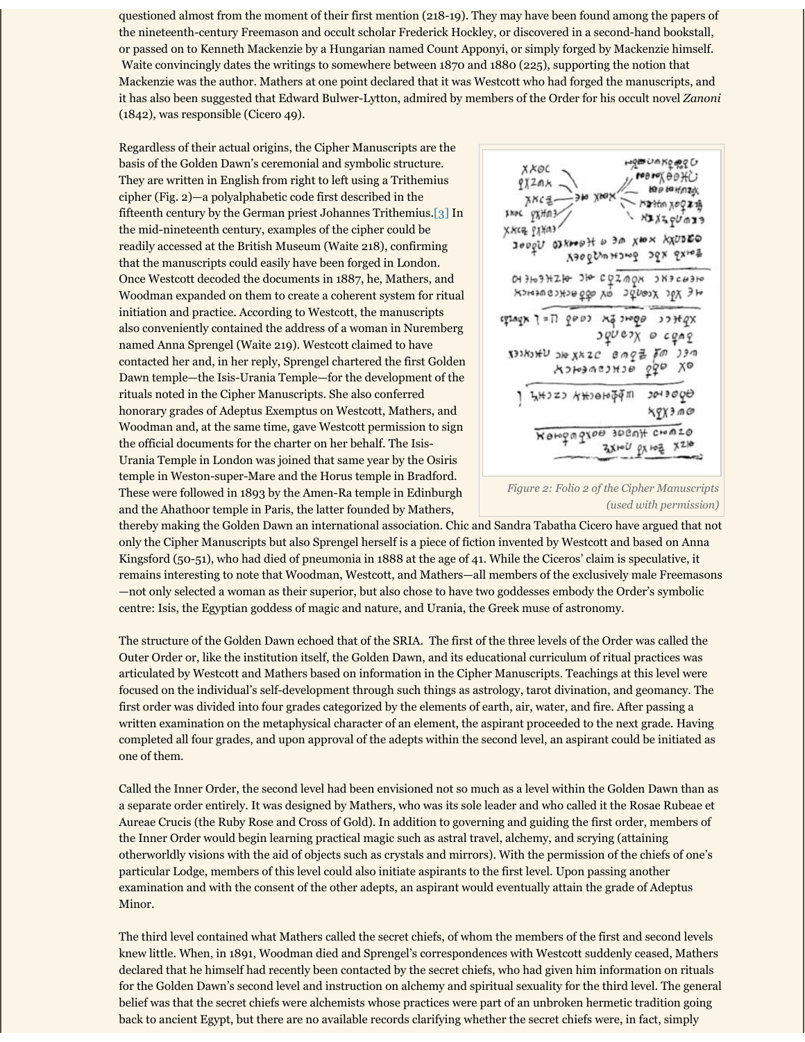questioned almost from the moment of their first mention (218-19). They may have been found among the papers of the nineteenth-century Freemason and occult scholar Frederick Hockley, or discovered in a second-hand bookstall, or passed on to Kenneth Mackenzie by a Hungarian named Count Apponyi, or simply forged by Mackenzie himself. Waite convincingly dates the writings to somewhere between 1870 and 1880 (225), supporting the notion that Mackenzie was the author. Mathers at one point declared that it was Westcott who had forged the manuscripts, and it has also been suggested that Edward Bulwer-Lytton, admired by members of the Order for his occult novel *Zanoni* (1842), was responsible (Cicero 49).

Regardless of their actual origins, the Cipher Manuscripts are the basis of the Golden Dawn's ceremonial and symbolic structure. They are written in English from right to left using a Trithemius cipher (Fig. 2)—a polyalphabetic code first described in the fifteenth century by the German priest Johannes Trithemius.[3] In the mid-nineteenth century, examples of the cipher could be readily accessed at the British Museum (Waite 218), confirming that the manuscripts could easily have been forged in London. Once Westcott decoded the documents in 1887, he, Mathers, and Woodman expanded on them to create a coherent system for ritual initiation and practice. According to Westcott, the manuscripts also conveniently contained the address of a woman in Nuremberg named Anna Sprengel (Waite 219). Westcott claimed to have contacted her and, in her reply, Sprengel chartered the first Golden Dawn temple—the Isis-Urania Temple—for the development of the rituals noted in the Cipher Manuscripts. She also conferred honorary grades of Adeptus Exemptus on Westcott, Mathers, and Woodman and, at the same time, gave Westcott permission to sign the official documents for the charter on her behalf. The Isis-Urania Temple in London was joined that same year by the Osiris temple in Weston-super-Mare and the Horus temple in Bradford. These were followed in 1893 by the Amen-Ra temple in Edinburgh and the Ahathoor temple in Paris, the latter founded by Mathers, thereby making the Golden Dawn an international association. Chic and Sandra Tabatha Cicero have argued that not only the Cipher Manuscripts but also Sprengel herself is a piece of fiction invented by Westcott and based on Anna Kingsford (50-51), who had died of pneumonia in 1888 at the age of 41. While the Ciceros' claim is speculative, it remains interesting to note that Woodman, Westcott, and Mathers—all members of the exclusively male Freemasons—not only selected a woman as their superior, but also chose to have two goddesses embody the Order's symbolic centre: Isis, the Egyptian goddess of magic and nature, and Urania, the Greek muse of astronomy.

*Figure 2: Folio 2 of the Cipher Manuscripts (used with permission)*

The structure of the Golden Dawn echoed that of the SRIA. The first of the three levels of the Order was called the Outer Order or, like the institution itself, the Golden Dawn, and its educational curriculum of ritual practices was articulated by Westcott and Mathers based on information in the Cipher Manuscripts. Teachings at this level were focused on the individual's self-development through such things as astrology, tarot divination, and geomancy. The first order was divided into four grades categorized by the elements of earth, air, water, and fire. After passing a written examination on the metaphysical character of an element, the aspirant proceeded to the next grade. Having completed all four grades, and upon approval of the adepts within the second level, an aspirant could be initiated as one of them.

Called the Inner Order, the second level had been envisioned not so much as a level within the Golden Dawn than as a separate order entirely. It was designed by Mathers, who was its sole leader and who called it the Rosae Rubeae et Aureae Crucis (the Ruby Rose and Cross of Gold). In addition to governing and guiding the first order, members of the Inner Order would begin learning practical magic such as astral travel, alchemy, and scrying (attaining otherworldly visions with the aid of objects such as crystals and mirrors). With the permission of the chiefs of one's particular Lodge, members of this level could also initiate aspirants to the first level. Upon passing another examination and with the consent of the other adepts, an aspirant would eventually attain the grade of Adeptus Minor.

The third level contained what Mathers called the secret chiefs, of whom the members of the first and second levels knew little. When, in 1891, Woodman died and Sprengel's correspondences with Westcott suddenly ceased, Mathers declared that he himself had recently been contacted by the secret chiefs, who had given him information on rituals for the Golden Dawn's second level and instruction on alchemy and spiritual sexuality for the third level. The general belief was that the secret chiefs were alchemists whose practices were part of an unbroken hermetic tradition going back to ancient Egypt, but there are no available records clarifying whether the secret chiefs were, in fact, simply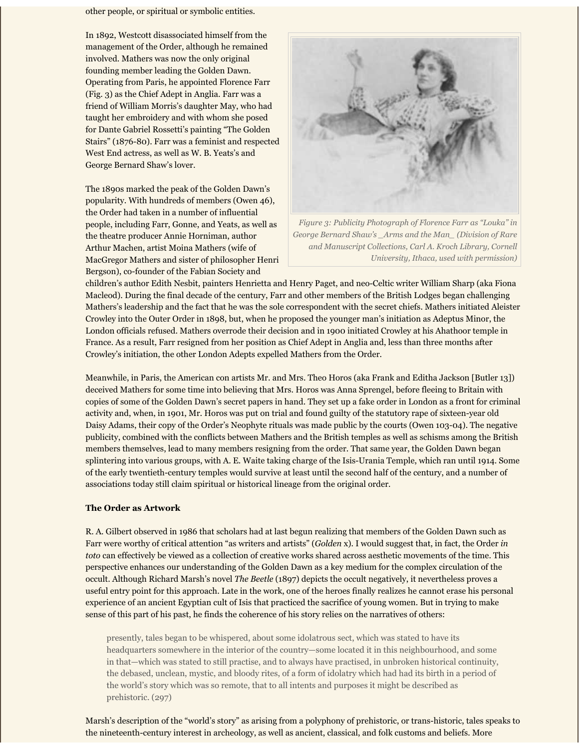other people, or spiritual or symbolic entities.

In 1892, Westcott disassociated himself from the management of the Order, although he remained involved. Mathers was now the only original founding member leading the Golden Dawn. Operating from Paris, he appointed Florence Farr (Fig. 3) as the Chief Adept in Anglia. Farr was a friend of William Morris's daughter May, who had taught her embroidery and with whom she posed for Dante Gabriel Rossetti's painting "The Golden Stairs" (1876-80). Farr was a feminist and respected West End actress, as well as W. B. Yeats's and George Bernard Shaw's lover.

*Figure 3: Publicity Photograph of Florence Farr as "Louka" in George Bernard Shaw's _Arms and the Man_ (Division of Rare and Manuscript Collections, Carl A. Kroch Library, Cornell University, Ithaca, used with permission)*

The 1890s marked the peak of the Golden Dawn's popularity. With hundreds of members (Owen 46), the Order had taken in a number of influential people, including Farr, Gonne, and Yeats, as well as the theatre producer Annie Horniman, author Arthur Machen, artist Moina Mathers (wife of MacGregor Mathers and sister of philosopher Henri Bergson), co-founder of the Fabian Society and children's author Edith Nesbit, painters Henrietta and Henry Paget, and neo-Celtic writer William Sharp (aka Fiona Macleod). During the final decade of the century, Farr and other members of the British Lodges began challenging Mathers's leadership and the fact that he was the sole correspondent with the secret chiefs. Mathers initiated Aleister Crowley into the Outer Order in 1898, but, when he proposed the younger man's initiation as Adeptus Minor, the London officials refused. Mathers overrode their decision and in 1900 initiated Crowley at his Ahathoor temple in France. As a result, Farr resigned from her position as Chief Adept in Anglia and, less than three months after Crowley's initiation, the other London Adepts expelled Mathers from the Order.

Meanwhile, in Paris, the American con artists Mr. and Mrs. Theo Horos (aka Frank and Editha Jackson [Butler 13]) deceived Mathers for some time into believing that Mrs. Horos was Anna Sprengel, before fleeing to Britain with copies of some of the Golden Dawn's secret papers in hand. They set up a fake order in London as a front for criminal activity and, when, in 1901, Mr. Horos was put on trial and found guilty of the statutory rape of sixteen-year old Daisy Adams, their copy of the Order's Neophyte rituals was made public by the courts (Owen 103-04). The negative publicity, combined with the conflicts between Mathers and the British temples as well as schisms among the British members themselves, lead to many members resigning from the order. That same year, the Golden Dawn began splintering into various groups, with A. E. Waite taking charge of the Isis-Urania Temple, which ran until 1914. Some of the early twentieth-century temples would survive at least until the second half of the century, and a number of associations today still claim spiritual or historical lineage from the original order.

**The Order as Artwork**

R. A. Gilbert observed in 1986 that scholars had at last begun realizing that members of the Golden Dawn such as Farr were worthy of critical attention "as writers and artists" (*Golden* x). I would suggest that, in fact, the Order *in toto* can effectively be viewed as a collection of creative works shared across aesthetic movements of the time. This perspective enhances our understanding of the Golden Dawn as a key medium for the complex circulation of the occult. Although Richard Marsh's novel *The Beetle* (1897) depicts the occult negatively, it nevertheless proves a useful entry point for this approach. Late in the work, one of the heroes finally realizes he cannot erase his personal experience of an ancient Egyptian cult of Isis that practiced the sacrifice of young women. But in trying to make sense of this part of his past, he finds the coherence of his story relies on the narratives of others:

> presently, tales began to be whispered, about some idolatrous sect, which was stated to have its headquarters somewhere in the interior of the country—some located it in this neighbourhood, and some in that—which was stated to still practise, and to always have practised, in unbroken historical continuity, the debased, unclean, mystic, and bloody rites, of a form of idolatry which had had its birth in a period of the world's story which was so remote, that to all intents and purposes it might be described as prehistoric. (297)

Marsh's description of the "world's story" as arising from a polyphony of prehistoric, or trans-historic, tales speaks to the nineteenth-century interest in archeology, as well as ancient, classical, and folk customs and beliefs. More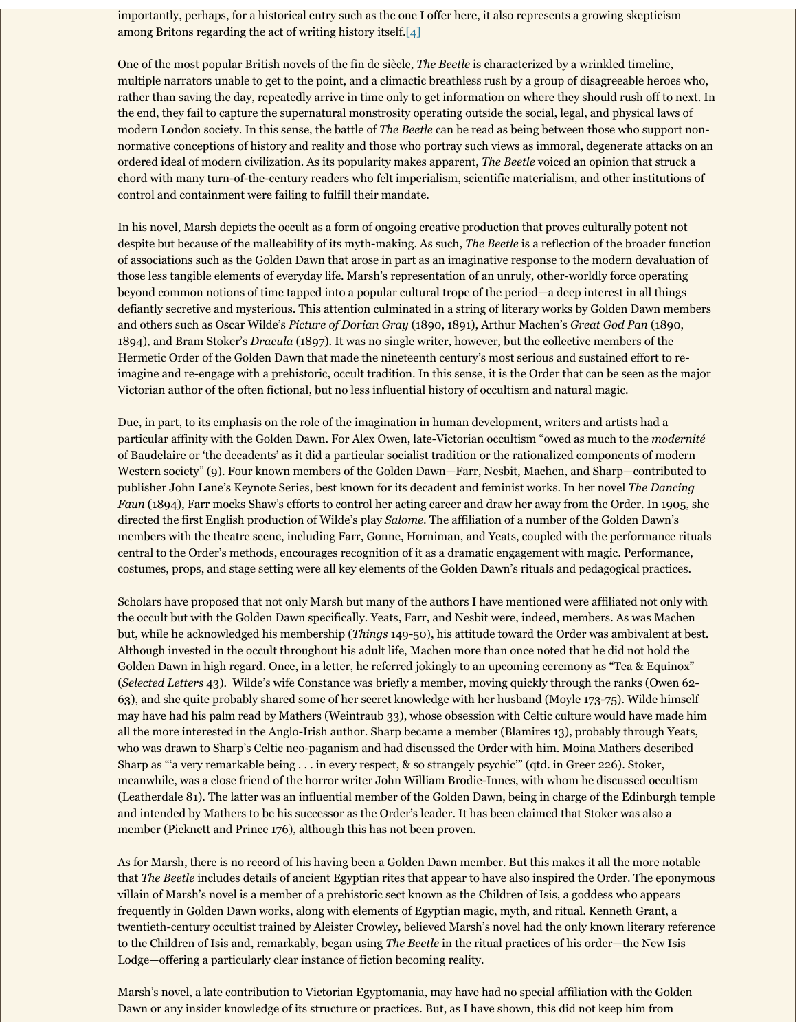importantly, perhaps, for a historical entry such as the one I offer here, it also represents a growing skepticism among Britons regarding the act of writing history itself.[4]

One of the most popular British novels of the fin de siècle, *The Beetle* is characterized by a wrinkled timeline, multiple narrators unable to get to the point, and a climactic breathless rush by a group of disagreeable heroes who, rather than saving the day, repeatedly arrive in time only to get information on where they should rush off to next. In the end, they fail to capture the supernatural monstrosity operating outside the social, legal, and physical laws of modern London society. In this sense, the battle of *The Beetle* can be read as being between those who support non-normative conceptions of history and reality and those who portray such views as immoral, degenerate attacks on an ordered ideal of modern civilization. As its popularity makes apparent, *The Beetle* voiced an opinion that struck a chord with many turn-of-the-century readers who felt imperialism, scientific materialism, and other institutions of control and containment were failing to fulfill their mandate.

In his novel, Marsh depicts the occult as a form of ongoing creative production that proves culturally potent not despite but because of the malleability of its myth-making. As such, *The Beetle* is a reflection of the broader function of associations such as the Golden Dawn that arose in part as an imaginative response to the modern devaluation of those less tangible elements of everyday life. Marsh's representation of an unruly, other-worldly force operating beyond common notions of time tapped into a popular cultural trope of the period—a deep interest in all things defiantly secretive and mysterious. This attention culminated in a string of literary works by Golden Dawn members and others such as Oscar Wilde's *Picture of Dorian Gray* (1890, 1891), Arthur Machen's *Great God Pan* (1890, 1894), and Bram Stoker's *Dracula* (1897). It was no single writer, however, but the collective members of the Hermetic Order of the Golden Dawn that made the nineteenth century's most serious and sustained effort to re-imagine and re-engage with a prehistoric, occult tradition. In this sense, it is the Order that can be seen as the major Victorian author of the often fictional, but no less influential history of occultism and natural magic.

Due, in part, to its emphasis on the role of the imagination in human development, writers and artists had a particular affinity with the Golden Dawn. For Alex Owen, late-Victorian occultism "owed as much to the *modernité* of Baudelaire or 'the decadents' as it did a particular socialist tradition or the rationalized components of modern Western society" (9). Four known members of the Golden Dawn—Farr, Nesbit, Machen, and Sharp—contributed to publisher John Lane's Keynote Series, best known for its decadent and feminist works. In her novel *The Dancing Faun* (1894), Farr mocks Shaw's efforts to control her acting career and draw her away from the Order. In 1905, she directed the first English production of Wilde's play *Salome*. The affiliation of a number of the Golden Dawn's members with the theatre scene, including Farr, Gonne, Horniman, and Yeats, coupled with the performance rituals central to the Order's methods, encourages recognition of it as a dramatic engagement with magic. Performance, costumes, props, and stage setting were all key elements of the Golden Dawn's rituals and pedagogical practices.

Scholars have proposed that not only Marsh but many of the authors I have mentioned were affiliated not only with the occult but with the Golden Dawn specifically. Yeats, Farr, and Nesbit were, indeed, members. As was Machen but, while he acknowledged his membership (*Things* 149-50), his attitude toward the Order was ambivalent at best. Although invested in the occult throughout his adult life, Machen more than once noted that he did not hold the Golden Dawn in high regard. Once, in a letter, he referred jokingly to an upcoming ceremony as "Tea & Equinox" (*Selected Letters* 43). Wilde's wife Constance was briefly a member, moving quickly through the ranks (Owen 62-63), and she quite probably shared some of her secret knowledge with her husband (Moyle 173-75). Wilde himself may have had his palm read by Mathers (Weintraub 33), whose obsession with Celtic culture would have made him all the more interested in the Anglo-Irish author. Sharp became a member (Blamires 13), probably through Yeats, who was drawn to Sharp's Celtic neo-paganism and had discussed the Order with him. Moina Mathers described Sharp as "'a very remarkable being . . . in every respect, & so strangely psychic'" (qtd. in Greer 226). Stoker, meanwhile, was a close friend of the horror writer John William Brodie-Innes, with whom he discussed occultism (Leatherdale 81). The latter was an influential member of the Golden Dawn, being in charge of the Edinburgh temple and intended by Mathers to be his successor as the Order's leader. It has been claimed that Stoker was also a member (Picknett and Prince 176), although this has not been proven.

As for Marsh, there is no record of his having been a Golden Dawn member. But this makes it all the more notable that *The Beetle* includes details of ancient Egyptian rites that appear to have also inspired the Order. The eponymous villain of Marsh's novel is a member of a prehistoric sect known as the Children of Isis, a goddess who appears frequently in Golden Dawn works, along with elements of Egyptian magic, myth, and ritual. Kenneth Grant, a twentieth-century occultist trained by Aleister Crowley, believed Marsh's novel had the only known literary reference to the Children of Isis and, remarkably, began using *The Beetle* in the ritual practices of his order—the New Isis Lodge—offering a particularly clear instance of fiction becoming reality.

Marsh's novel, a late contribution to Victorian Egyptomania, may have had no special affiliation with the Golden Dawn or any insider knowledge of its structure or practices. But, as I have shown, this did not keep him from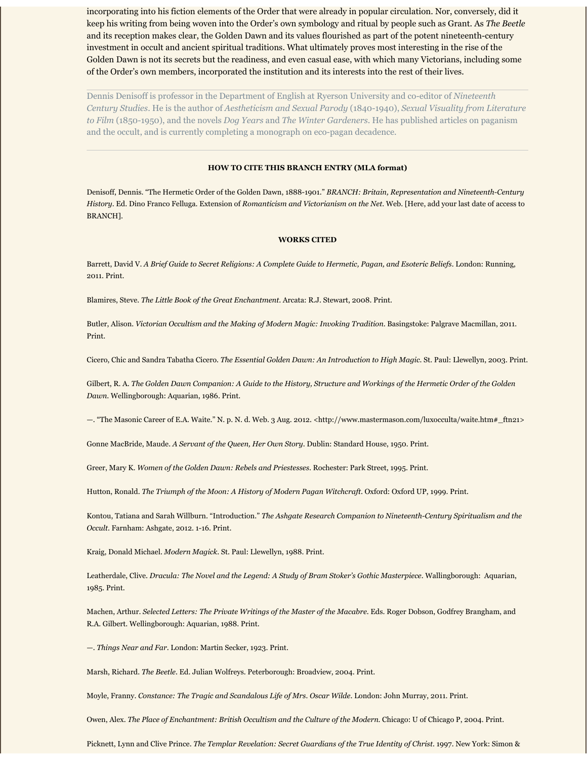incorporating into his fiction elements of the Order that were already in popular circulation. Nor, conversely, did it keep his writing from being woven into the Order's own symbology and ritual by people such as Grant. As *The Beetle* and its reception makes clear, the Golden Dawn and its values flourished as part of the potent nineteenth-century investment in occult and ancient spiritual traditions. What ultimately proves most interesting in the rise of the Golden Dawn is not its secrets but the readiness, and even casual ease, with which many Victorians, including some of the Order's own members, incorporated the institution and its interests into the rest of their lives.

---

Dennis Denisoff is professor in the Department of English at Ryerson University and co-editor of *Nineteenth Century Studies*. He is the author of *Aestheticism and Sexual Parody* (1840-1940), *Sexual Visuality from Literature to Film* (1850-1950), and the novels *Dog Years* and *The Winter Gardeners*. He has published articles on paganism and the occult, and is currently completing a monograph on eco-pagan decadence.

---

**HOW TO CITE THIS BRANCH ENTRY (MLA format)**

Denisoff, Dennis. "The Hermetic Order of the Golden Dawn, 1888-1901." *BRANCH: Britain, Representation and Nineteenth-Century History*. Ed. Dino Franco Felluga. Extension of *Romanticism and Victorianism on the Net*. Web. [Here, add your last date of access to BRANCH].

**WORKS CITED**

Barrett, David V. *A Brief Guide to Secret Religions: A Complete Guide to Hermetic, Pagan, and Esoteric Beliefs*. London: Running, 2011. Print.

Blamires, Steve. *The Little Book of the Great Enchantment*. Arcata: R.J. Stewart, 2008. Print.

Butler, Alison. *Victorian Occultism and the Making of Modern Magic: Invoking Tradition*. Basingstoke: Palgrave Macmillan, 2011. Print.

Cicero, Chic and Sandra Tabatha Cicero. *The Essential Golden Dawn: An Introduction to High Magic*. St. Paul: Llewellyn, 2003. Print.

Gilbert, R. A. *The Golden Dawn Companion: A Guide to the History, Structure and Workings of the Hermetic Order of the Golden Dawn*. Wellingborough: Aquarian, 1986. Print.

—. "The Masonic Career of E.A. Waite." N. p. N. d. Web. 3 Aug. 2012. <http://www.mastermason.com/luxocculta/waite.htm#_ftn21>

Gonne MacBride, Maude. *A Servant of the Queen, Her Own Story*. Dublin: Standard House, 1950. Print.

Greer, Mary K. *Women of the Golden Dawn: Rebels and Priestesses*. Rochester: Park Street, 1995. Print.

Hutton, Ronald. *The Triumph of the Moon: A History of Modern Pagan Witchcraft*. Oxford: Oxford UP, 1999. Print.

Kontou, Tatiana and Sarah Willburn. "Introduction." *The Ashgate Research Companion to Nineteenth-Century Spiritualism and the Occult*. Farnham: Ashgate, 2012. 1-16. Print.

Kraig, Donald Michael. *Modern Magick*. St. Paul: Llewellyn, 1988. Print.

Leatherdale, Clive. *Dracula: The Novel and the Legend: A Study of Bram Stoker's Gothic Masterpiece*. Wallingborough: Aquarian, 1985. Print.

Machen, Arthur. *Selected Letters: The Private Writings of the Master of the Macabre*. Eds. Roger Dobson, Godfrey Brangham, and R.A. Gilbert. Wellingborough: Aquarian, 1988. Print.

—. *Things Near and Far*. London: Martin Secker, 1923. Print.

Marsh, Richard. *The Beetle*. Ed. Julian Wolfreys. Peterborough: Broadview, 2004. Print.

Moyle, Franny. *Constance: The Tragic and Scandalous Life of Mrs. Oscar Wilde*. London: John Murray, 2011. Print.

Owen, Alex. *The Place of Enchantment: British Occultism and the Culture of the Modern*. Chicago: U of Chicago P, 2004. Print.

Picknett, Lynn and Clive Prince. *The Templar Revelation: Secret Guardians of the True Identity of Christ*. 1997. New York: Simon &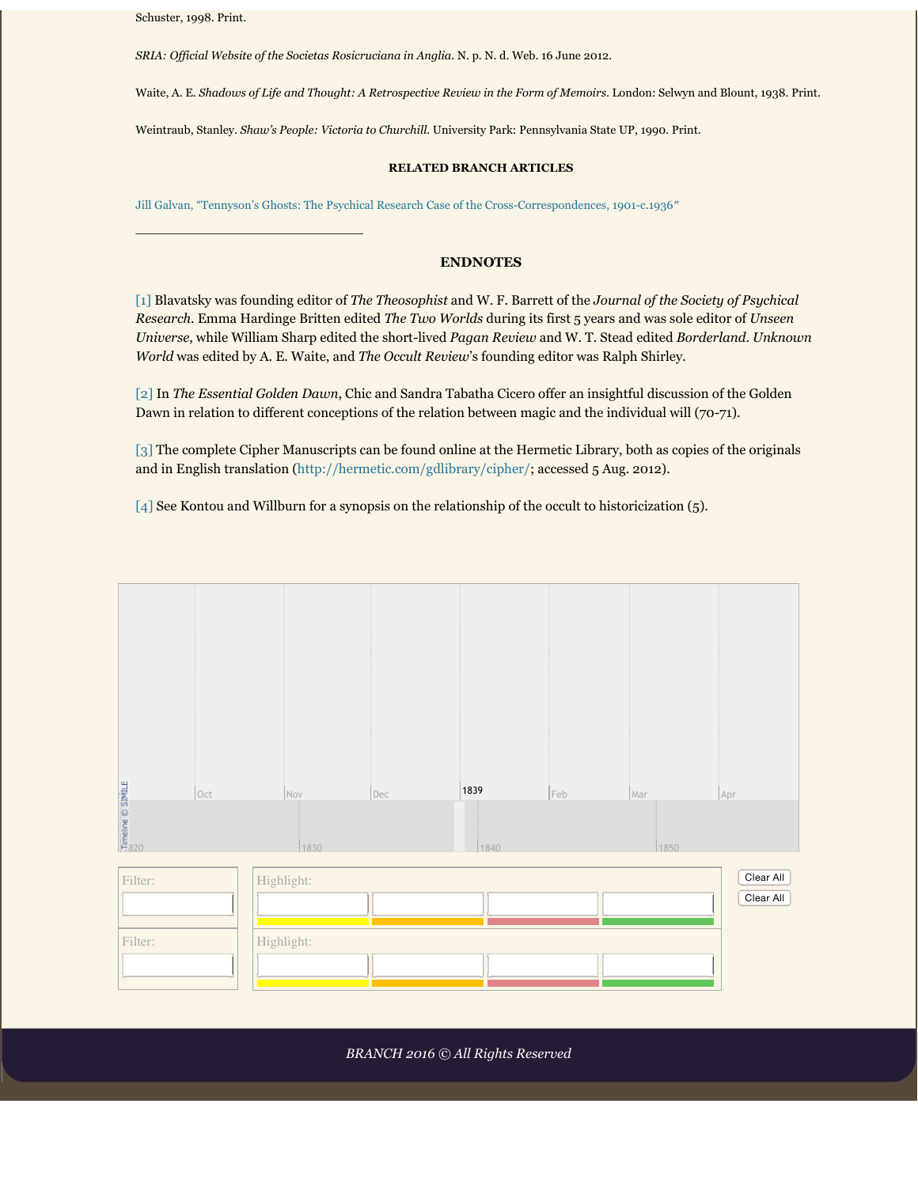Schuster, 1998. Print.

*SRIA: Official Website of the Societas Rosicruciana in Anglia*. N. p. N. d. Web. 16 June 2012.

Waite, A. E. *Shadows of Life and Thought: A Retrospective Review in the Form of Memoirs*. London: Selwyn and Blount, 1938. Print.

Weintraub, Stanley. *Shaw's People: Victoria to Churchill*. University Park: Pennsylvania State UP, 1990. Print.

**RELATED BRANCH ARTICLES**

Jill Galvan, "Tennyson's Ghosts: The Psychical Research Case of the Cross-Correspondences, 1901-c.1936"

---

**ENDNOTES**

[1] Blavatsky was founding editor of *The Theosophist* and W. F. Barrett of the *Journal of the Society of Psychical Research*. Emma Hardinge Britten edited *The Two Worlds* during its first 5 years and was sole editor of *Unseen Universe*, while William Sharp edited the short-lived *Pagan Review* and W. T. Stead edited *Borderland*. *Unknown World* was edited by A. E. Waite, and *The Occult Review*'s founding editor was Ralph Shirley.

[2] In *The Essential Golden Dawn*, Chic and Sandra Tabatha Cicero offer an insightful discussion of the Golden Dawn in relation to different conceptions of the relation between magic and the individual will (70-71).

[3] The complete Cipher Manuscripts can be found online at the Hermetic Library, both as copies of the originals and in English translation (http://hermetic.com/gdlibrary/cipher/; accessed 5 Aug. 2012).

[4] See Kontou and Willburn for a synopsis on the relationship of the occult to historicization (5).

Oct
Nov
Dec
1839
Feb
Mar
Apr
Timeline © SIMILE
1820
1830
1840
1850

Filter:
Highlight:
Clear All
Clear All
Filter:
Highlight:

*BRANCH 2016 © All Rights Reserved*